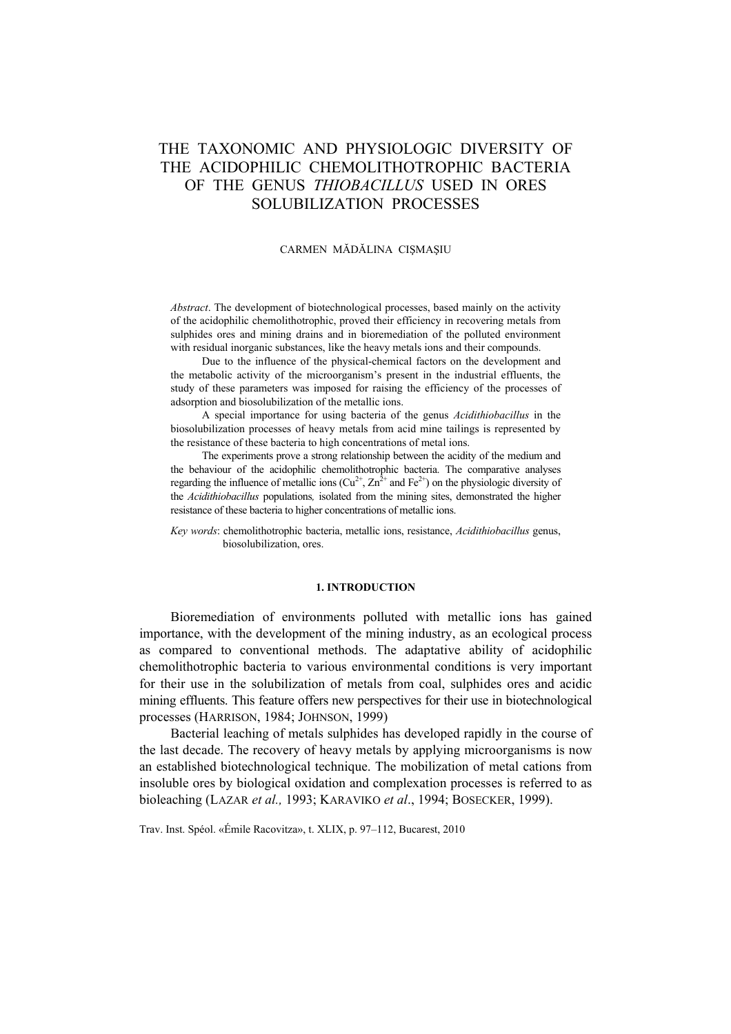# THE TAXONOMIC AND PHYSIOLOGIC DIVERSITY OF THE ACIDOPHILIC CHEMOLITHOTROPHIC BACTERIA OF THE GENUS *THIOBACILLUS* USED IN ORES SOLUBILIZATION PROCESSES

CARMEN MĂDĂLINA CIŞMAŞIU

*Abstract*. The development of biotechnological processes, based mainly on the activity of the acidophilic chemolithotrophic, proved their efficiency in recovering metals from sulphides ores and mining drains and in bioremediation of the polluted environment with residual inorganic substances, like the heavy metals ions and their compounds.

Due to the influence of the physical-chemical factors on the development and the metabolic activity of the microorganism's present in the industrial effluents, the study of these parameters was imposed for raising the efficiency of the processes of adsorption and biosolubilization of the metallic ions.

A special importance for using bacteria of the genus *Acidithiobacillus* in the biosolubilization processes of heavy metals from acid mine tailings is represented by the resistance of these bacteria to high concentrations of metal ions.

The experiments prove a strong relationship between the acidity of the medium and the behaviour of the acidophilic chemolithotrophic bacteria. The comparative analyses regarding the influence of metallic ions ($Cu^{2+}$, $Zn^{2+}$ and $Fe^{2+}$) on the physiologic diversity of the *Acidithiobacillus* populations, isolated from the mining sites, demonstrated the higher resistance of these bacteria to higher concentrations of metallic ions.

*Key words*: chemolithotrophic bacteria, metallic ions, resistance, *Acidithiobacillus* genus, biosolubilization, ores.

## 1. INTRODUCTION

Bioremediation of environments polluted with metallic ions has gained importance, with the development of the mining industry, as an ecological process as compared to conventional methods. The adaptative ability of acidophilic chemolithotrophic bacteria to various environmental conditions is very important for their use in the solubilization of metals from coal, sulphides ores and acidic mining effluents. This feature offers new perspectives for their use in biotechnological processes (HARRISON, 1984; JOHNSON, 1999)

Bacterial leaching of metals sulphides has developed rapidly in the course of the last decade. The recovery of heavy metals by applying microorganisms is now an established biotechnological technique. The mobilization of metal cations from insoluble ores by biological oxidation and complexation processes is referred to as bioleaching (LAZAR *et al.,* 1993; KARAVIKO *et al*., 1994; BOSECKER, 1999).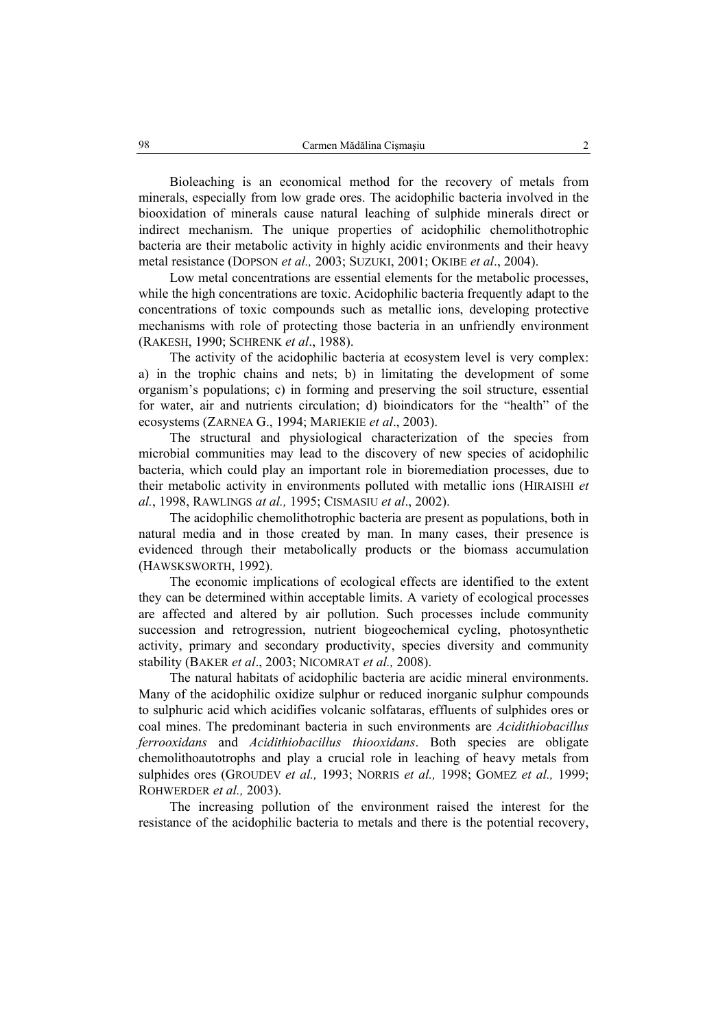Bioleaching is an economical method for the recovery of metals from minerals, especially from low grade ores. The acidophilic bacteria involved in the biooxidation of minerals cause natural leaching of sulphide minerals direct or indirect mechanism. The unique properties of acidophilic chemolithotrophic bacteria are their metabolic activity in highly acidic environments and their heavy metal resistance (DOPSON *et al.,* 2003; SUZUKI, 2001; OKIBE *et al*., 2004).

Low metal concentrations are essential elements for the metabolic processes, while the high concentrations are toxic. Acidophilic bacteria frequently adapt to the concentrations of toxic compounds such as metallic ions, developing protective mechanisms with role of protecting those bacteria in an unfriendly environment (RAKESH, 1990; SCHRENK *et al*., 1988).

The activity of the acidophilic bacteria at ecosystem level is very complex: a) in the trophic chains and nets; b) in limitating the development of some organism's populations; c) in forming and preserving the soil structure, essential for water, air and nutrients circulation; d) bioindicators for the "health" of the ecosystems (ZARNEA G., 1994; MARIEKIE *et al*., 2003).

The structural and physiological characterization of the species from microbial communities may lead to the discovery of new species of acidophilic bacteria, which could play an important role in bioremediation processes, due to their metabolic activity in environments polluted with metallic ions (HIRAISHI *et al.*, 1998, RAWLINGS *at al.,* 1995; CISMASIU *et al*., 2002).

The acidophilic chemolithotrophic bacteria are present as populations, both in natural media and in those created by man. In many cases, their presence is evidenced through their metabolically products or the biomass accumulation (HAWSKSWORTH, 1992).

The economic implications of ecological effects are identified to the extent they can be determined within acceptable limits. A variety of ecological processes are affected and altered by air pollution. Such processes include community succession and retrogression, nutrient biogeochemical cycling, photosynthetic activity, primary and secondary productivity, species diversity and community stability (BAKER *et al*., 2003; NICOMRAT *et al.,* 2008).

The natural habitats of acidophilic bacteria are acidic mineral environments. Many of the acidophilic oxidize sulphur or reduced inorganic sulphur compounds to sulphuric acid which acidifies volcanic solfataras, effluents of sulphides ores or coal mines. The predominant bacteria in such environments are *Acidithiobacillus ferrooxidans* and *Acidithiobacillus thiooxidans*. Both species are obligate chemolithoautotrophs and play a crucial role in leaching of heavy metals from sulphides ores (GROUDEV *et al.,* 1993; NORRIS *et al.,* 1998; GOMEZ *et al.,* 1999; ROHWERDER *et al.,* 2003).

The increasing pollution of the environment raised the interest for the resistance of the acidophilic bacteria to metals and there is the potential recovery,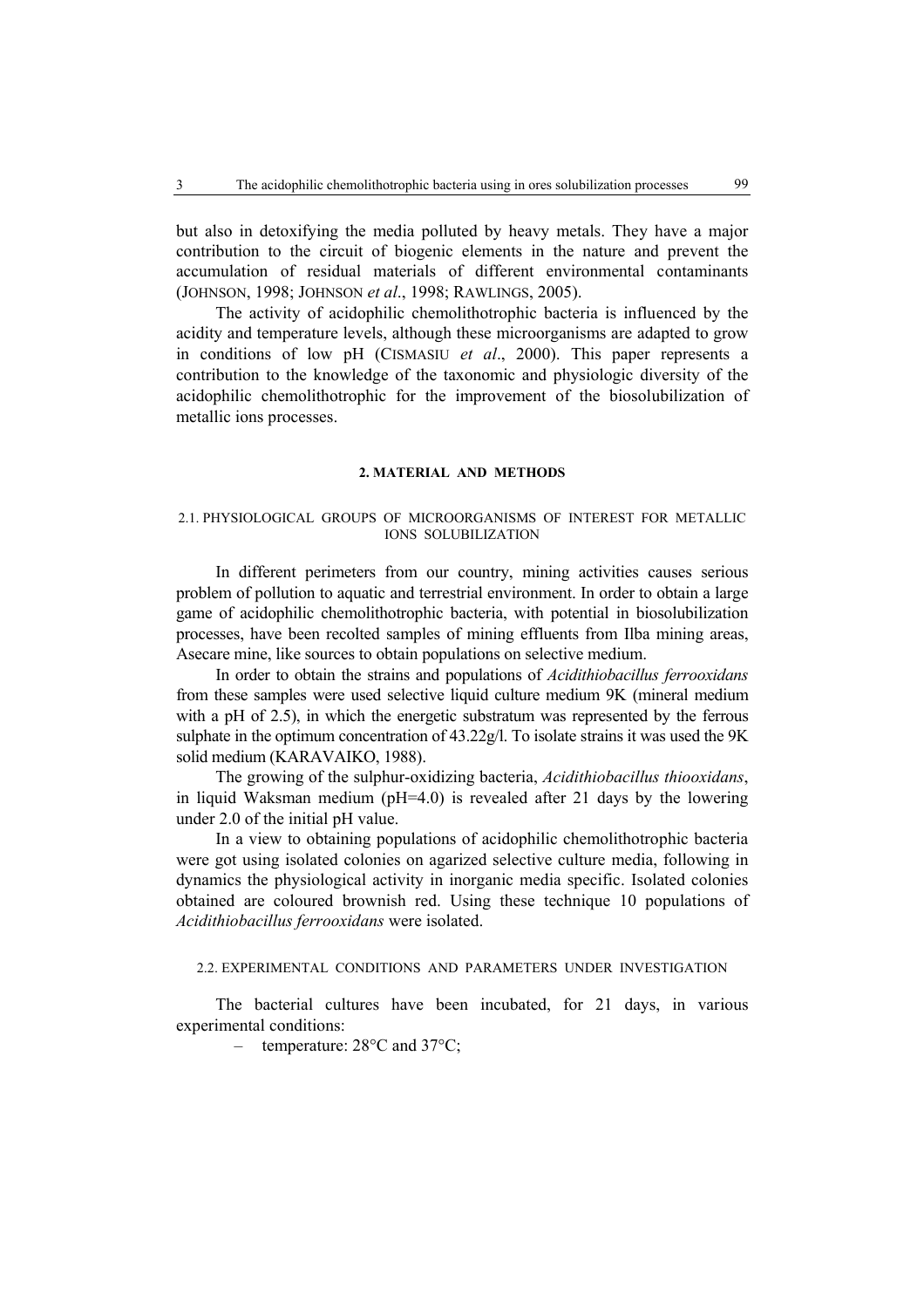but also in detoxifying the media polluted by heavy metals. They have a major contribution to the circuit of biogenic elements in the nature and prevent the accumulation of residual materials of different environmental contaminants (JOHNSON, 1998; JOHNSON *et al*., 1998; RAWLINGS, 2005).

The activity of acidophilic chemolithotrophic bacteria is influenced by the acidity and temperature levels, although these microorganisms are adapted to grow in conditions of low pH (CISMASIU *et al*., 2000). This paper represents a contribution to the knowledge of the taxonomic and physiologic diversity of the acidophilic chemolithotrophic for the improvement of the biosolubilization of metallic ions processes.

## 2. MATERIAL AND METHODS

### 2.1. PHYSIOLOGICAL GROUPS OF MICROORGANISMS OF INTEREST FOR METALLIC IONS SOLUBILIZATION

In different perimeters from our country, mining activities causes serious problem of pollution to aquatic and terrestrial environment. In order to obtain a large game of acidophilic chemolithotrophic bacteria, with potential in biosolubilization processes, have been recolted samples of mining effluents from Ilba mining areas, Asecare mine, like sources to obtain populations on selective medium.

In order to obtain the strains and populations of *Acidithiobacillus ferrooxidans* from these samples were used selective liquid culture medium 9K (mineral medium with a pH of 2.5), in which the energetic substratum was represented by the ferrous sulphate in the optimum concentration of 43.22g/l. To isolate strains it was used the 9K solid medium (KARAVAIKO, 1988).

The growing of the sulphur-oxidizing bacteria, *Acidithiobacillus thiooxidans*, in liquid Waksman medium (pH=4.0) is revealed after 21 days by the lowering under 2.0 of the initial pH value.

In a view to obtaining populations of acidophilic chemolithotrophic bacteria were got using isolated colonies on agarized selective culture media, following in dynamics the physiological activity in inorganic media specific. Isolated colonies obtained are coloured brownish red. Using these technique 10 populations of *Acidithiobacillus ferrooxidans* were isolated.

### 2.2. EXPERIMENTAL CONDITIONS AND PARAMETERS UNDER INVESTIGATION

The bacterial cultures have been incubated, for 21 days, in various experimental conditions:

- temperature: 28°C and 37°C;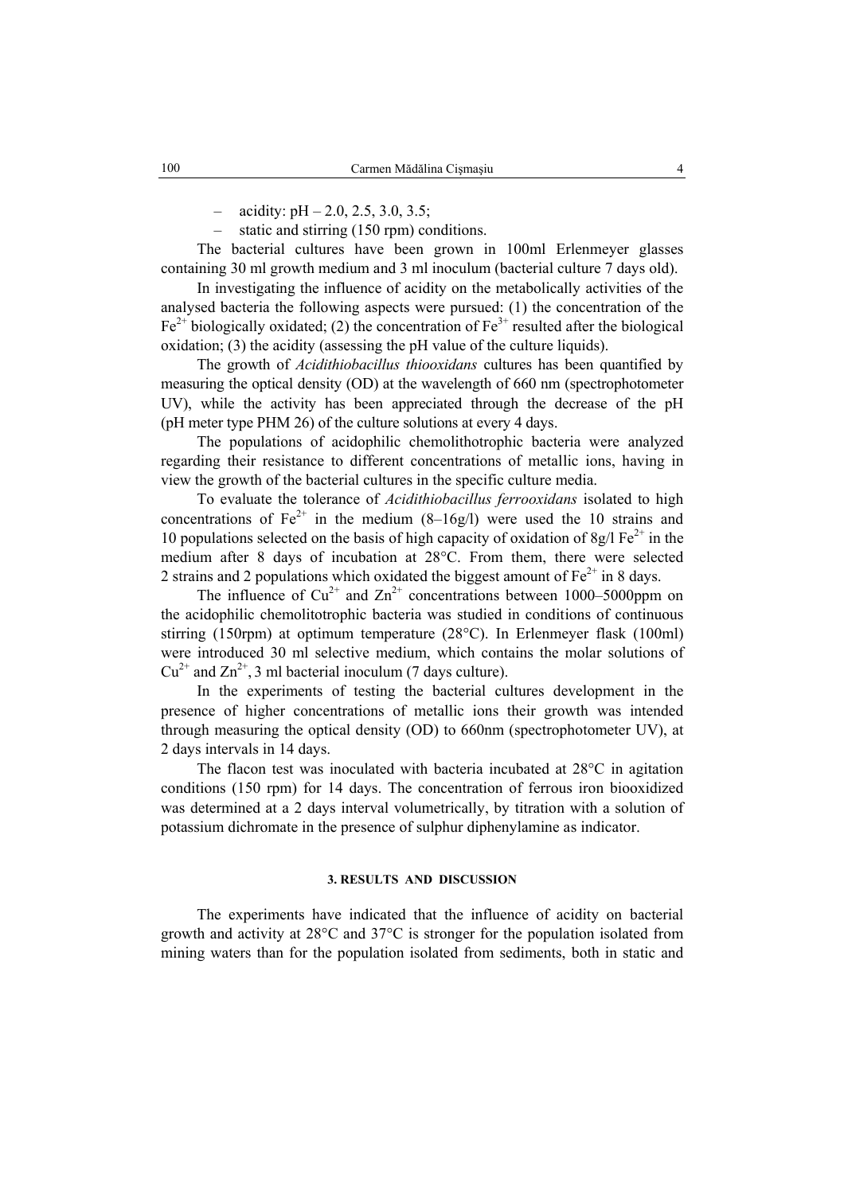- acidity: pH – 2.0, 2.5, 3.0, 3.5;
- static and stirring (150 rpm) conditions.

The bacterial cultures have been grown in 100ml Erlenmeyer glasses containing 30 ml growth medium and 3 ml inoculum (bacterial culture 7 days old).

In investigating the influence of acidity on the metabolically activities of the analysed bacteria the following aspects were pursued: (1) the concentration of the $Fe^{2+}$ biologically oxidated; (2) the concentration of $Fe^{3+}$ resulted after the biological oxidation; (3) the acidity (assessing the pH value of the culture liquids).

The growth of *Acidithiobacillus thiooxidans* cultures has been quantified by measuring the optical density (OD) at the wavelength of 660 nm (spectrophotometer UV), while the activity has been appreciated through the decrease of the pH (pH meter type PHM 26) of the culture solutions at every 4 days.

The populations of acidophilic chemolithotrophic bacteria were analyzed regarding their resistance to different concentrations of metallic ions, having in view the growth of the bacterial cultures in the specific culture media.

To evaluate the tolerance of *Acidithiobacillus ferrooxidans* isolated to high concentrations of $Fe^{2+}$ in the medium (8–16g/l) were used the 10 strains and 10 populations selected on the basis of high capacity of oxidation of 8g/l $Fe^{2+}$ in the medium after 8 days of incubation at 28°C. From them, there were selected 2 strains and 2 populations which oxidated the biggest amount of $Fe^{2+}$ in 8 days.

The influence of $Cu^{2+}$ and $Zn^{2+}$ concentrations between 1000–5000ppm on the acidophilic chemolitotrophic bacteria was studied in conditions of continuous stirring (150rpm) at optimum temperature (28°C). In Erlenmeyer flask (100ml) were introduced 30 ml selective medium, which contains the molar solutions of $Cu^{2+}$ and $Zn^{2+}$, 3 ml bacterial inoculum (7 days culture).

In the experiments of testing the bacterial cultures development in the presence of higher concentrations of metallic ions their growth was intended through measuring the optical density (OD) to 660nm (spectrophotometer UV), at 2 days intervals in 14 days.

The flacon test was inoculated with bacteria incubated at 28°C in agitation conditions (150 rpm) for 14 days. The concentration of ferrous iron biooxidized was determined at a 2 days interval volumetrically, by titration with a solution of potassium dichromate in the presence of sulphur diphenylamine as indicator.

## 3. RESULTS AND DISCUSSION

The experiments have indicated that the influence of acidity on bacterial growth and activity at 28°C and 37°C is stronger for the population isolated from mining waters than for the population isolated from sediments, both in static and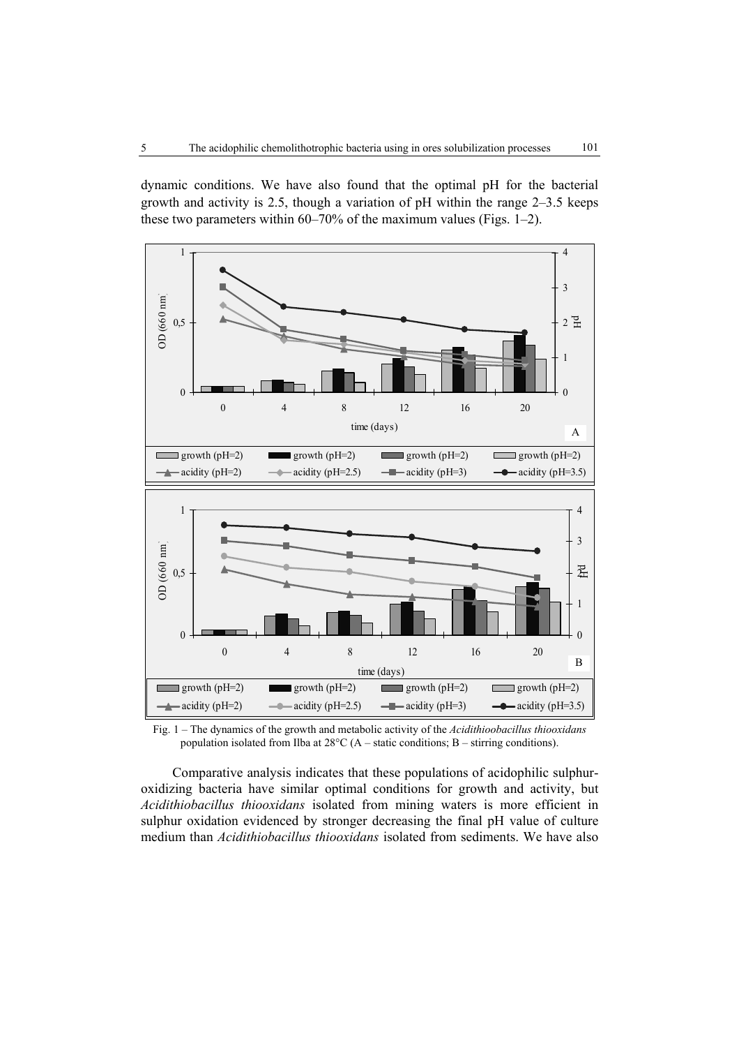dynamic conditions. We have also found that the optimal pH for the bacterial growth and activity is 2.5, though a variation of pH within the range 2–3.5 keeps these two parameters within 60–70% of the maximum values (Figs. 1–2).

Fig. 1 – The dynamics of the growth and metabolic activity of the *Acidithiobacillus thiooxidans* population isolated from Ilba at 28°C (A – static conditions; B – stirring conditions).

Comparative analysis indicates that these populations of acidophilic sulphur-oxidizing bacteria have similar optimal conditions for growth and activity, but *Acidithiobacillus thiooxidans* isolated from mining waters is more efficient in sulphur oxidation evidenced by stronger decreasing the final pH value of culture medium than *Acidithiobacillus thiooxidans* isolated from sediments. We have also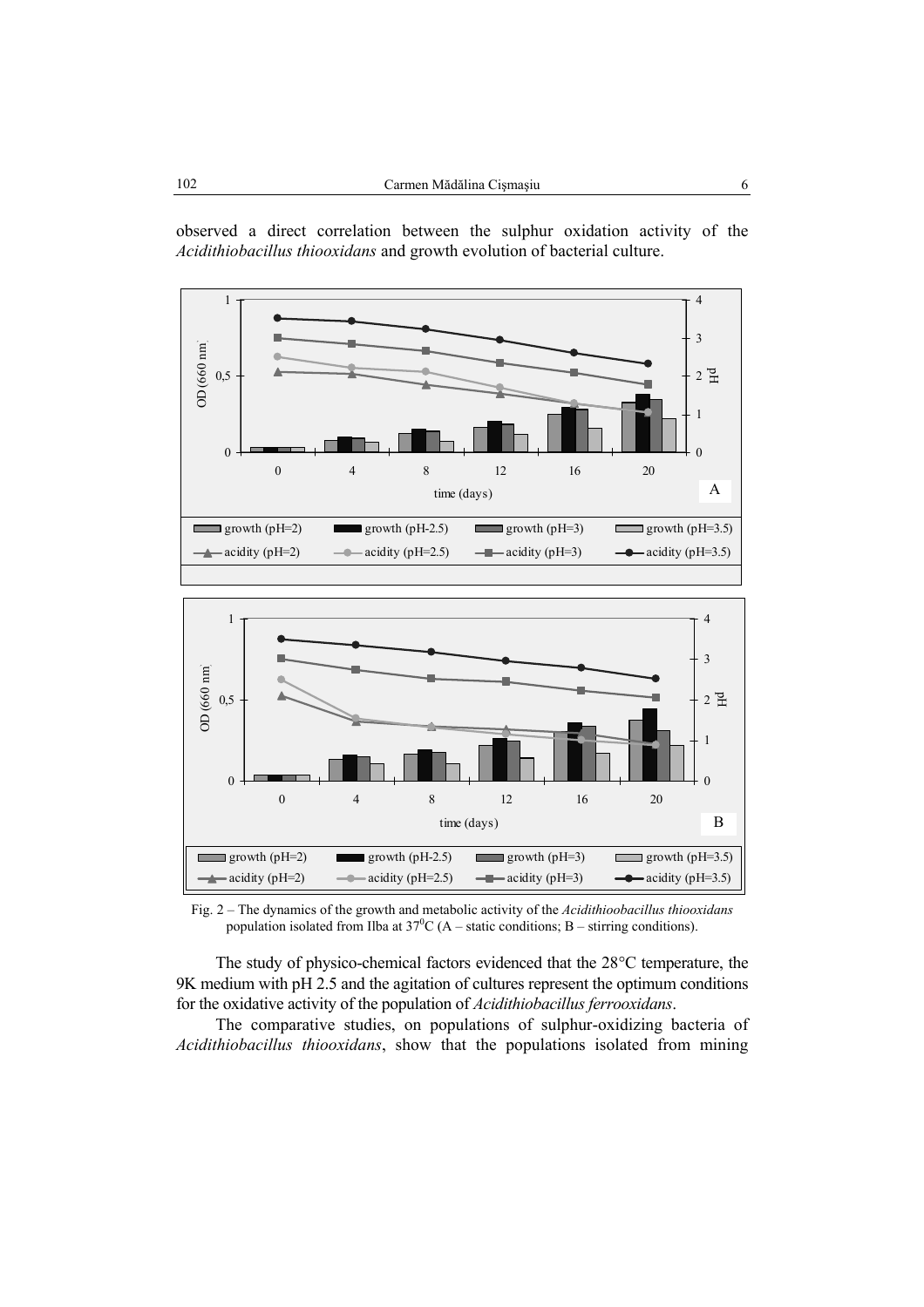observed a direct correlation between the sulphur oxidation activity of the *Acidithiobacillus thiooxidans* and growth evolution of bacterial culture.

Fig. 2 – The dynamics of the growth and metabolic activity of the *Acidithiobacillus thiooxidans* population isolated from Ilba at $37^0$C (A – static conditions; B – stirring conditions).

The study of physico-chemical factors evidenced that the 28°C temperature, the 9K medium with pH 2.5 and the agitation of cultures represent the optimum conditions for the oxidative activity of the population of *Acidithiobacillus ferrooxidans*.

The comparative studies, on populations of sulphur-oxidizing bacteria of *Acidithiobacillus thiooxidans*, show that the populations isolated from mining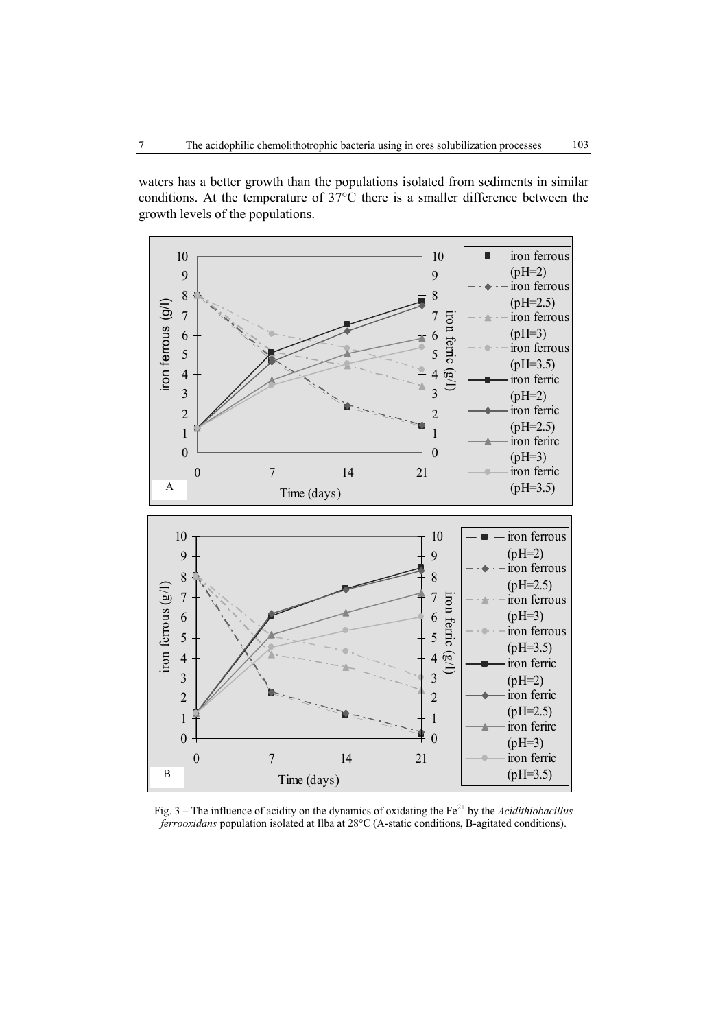waters has a better growth than the populations isolated from sediments in similar conditions. At the temperature of 37°C there is a smaller difference between the growth levels of the populations.

Fig. 3 – The influence of acidity on the dynamics of oxidating the $Fe^{2+}$ by the *Acidithiobacillus ferrooxidans* population isolated at Ilba at 28°C (A-static conditions, B-agitated conditions).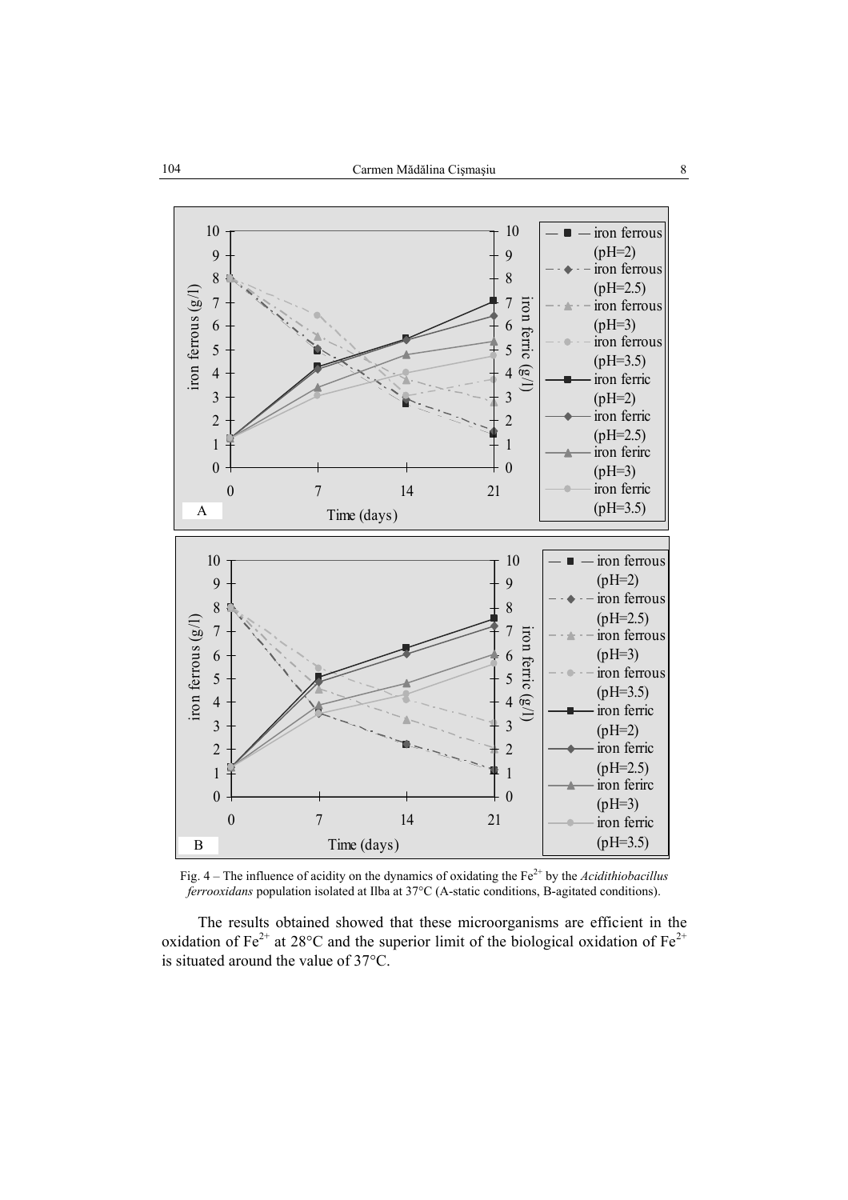Fig. 4 – The influence of acidity on the dynamics of oxidating the $Fe^{2+}$ by the *Acidithiobacillus ferrooxidans* population isolated at Ilba at 37°C (A-static conditions, B-agitated conditions).

The results obtained showed that these microorganisms are efficient in the oxidation of $Fe^{2+}$ at 28°C and the superior limit of the biological oxidation of $Fe^{2+}$ is situated around the value of 37°C.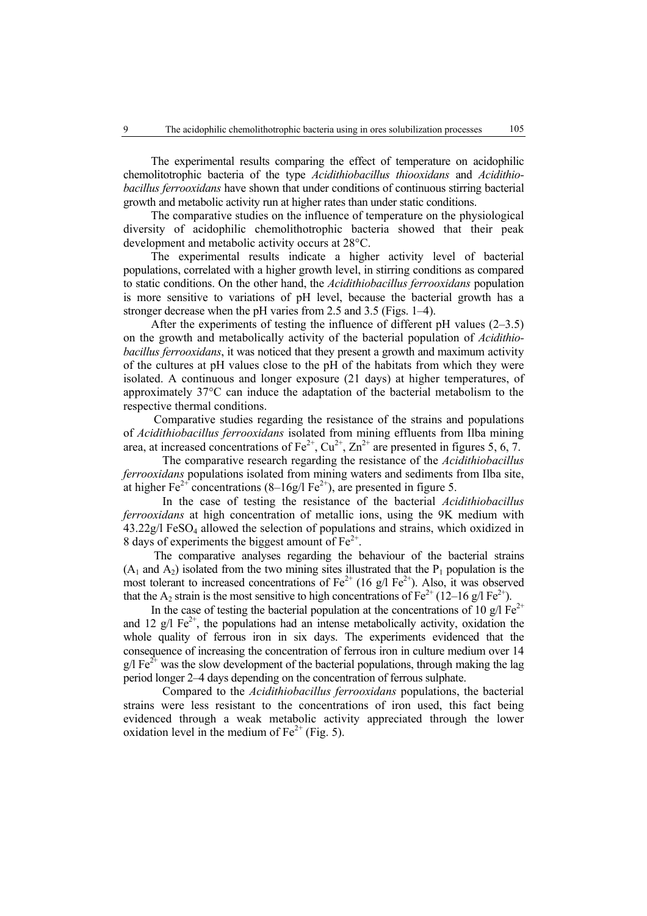The experimental results comparing the effect of temperature on acidophilic chemolitotrophic bacteria of the type *Acidithiobacillus thiooxidans* and *Acidithiobacillus ferrooxidans* have shown that under conditions of continuous stirring bacterial growth and metabolic activity run at higher rates than under static conditions.

The comparative studies on the influence of temperature on the physiological diversity of acidophilic chemolithotrophic bacteria showed that their peak development and metabolic activity occurs at 28°C.

The experimental results indicate a higher activity level of bacterial populations, correlated with a higher growth level, in stirring conditions as compared to static conditions. On the other hand, the *Acidithiobacillus ferrooxidans* population is more sensitive to variations of pH level, because the bacterial growth has a stronger decrease when the pH varies from 2.5 and 3.5 (Figs. 1–4).

After the experiments of testing the influence of different pH values (2–3.5) on the growth and metabolically activity of the bacterial population of *Acidithiobacillus ferrooxidans*, it was noticed that they present a growth and maximum activity of the cultures at pH values close to the pH of the habitats from which they were isolated. A continuous and longer exposure (21 days) at higher temperatures, of approximately 37°C can induce the adaptation of the bacterial metabolism to the respective thermal conditions.

Comparative studies regarding the resistance of the strains and populations of *Acidithiobacillus ferrooxidans* isolated from mining effluents from Ilba mining area, at increased concentrations of $Fe^{2+}$, $Cu^{2+}$, $Zn^{2+}$ are presented in figures 5, 6, 7.

The comparative research regarding the resistance of the *Acidithiobacillus ferrooxidans* populations isolated from mining waters and sediments from Ilba site, at higher $Fe^{2+}$ concentrations (8–16g/l $Fe^{2+}$), are presented in figure 5.

In the case of testing the resistance of the bacterial *Acidithiobacillus ferrooxidans* at high concentration of metallic ions, using the 9K medium with 43.22g/l $FeSO_4$ allowed the selection of populations and strains, which oxidized in 8 days of experiments the biggest amount of $Fe^{2+}$.

The comparative analyses regarding the behaviour of the bacterial strains ($A_1$ and $A_2$) isolated from the two mining sites illustrated that the $P_1$ population is the most tolerant to increased concentrations of $Fe^{2+}$ (16 g/l $Fe^{2+}$). Also, it was observed that the $A_2$ strain is the most sensitive to high concentrations of $Fe^{2+}$ (12–16 g/l $Fe^{2+}$).

In the case of testing the bacterial population at the concentrations of 10 g/l $Fe^{2+}$ and 12 g/l $Fe^{2+}$, the populations had an intense metabolically activity, oxidation the whole quality of ferrous iron in six days. The experiments evidenced that the consequence of increasing the concentration of ferrous iron in culture medium over 14 g/l $Fe^{2+}$ was the slow development of the bacterial populations, through making the lag period longer 2–4 days depending on the concentration of ferrous sulphate.

Compared to the *Acidithiobacillus ferrooxidans* populations, the bacterial strains were less resistant to the concentrations of iron used, this fact being evidenced through a weak metabolic activity appreciated through the lower oxidation level in the medium of $Fe^{2+}$ (Fig. 5).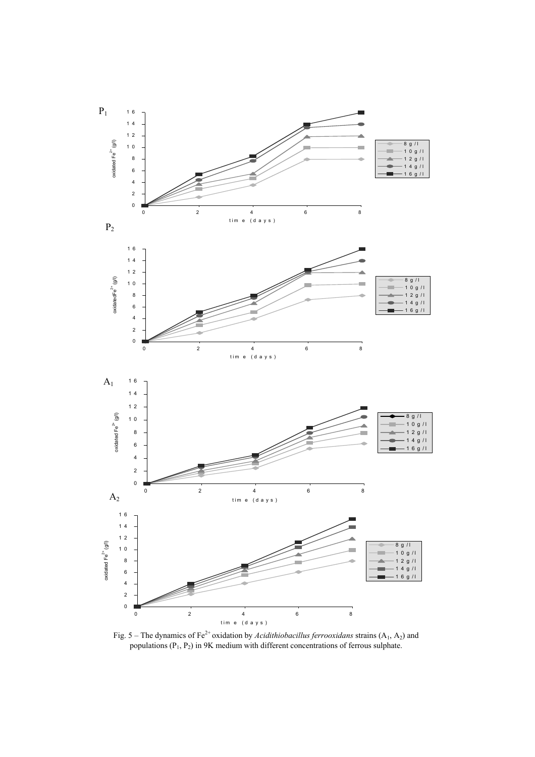Fig. 5 – The dynamics of $Fe^{2+}$ oxidation by *Acidithiobacillus ferrooxidans* strains ($A_1$, $A_2$) and populations ($P_1$, $P_2$) in 9K medium with different concentrations of ferrous sulphate.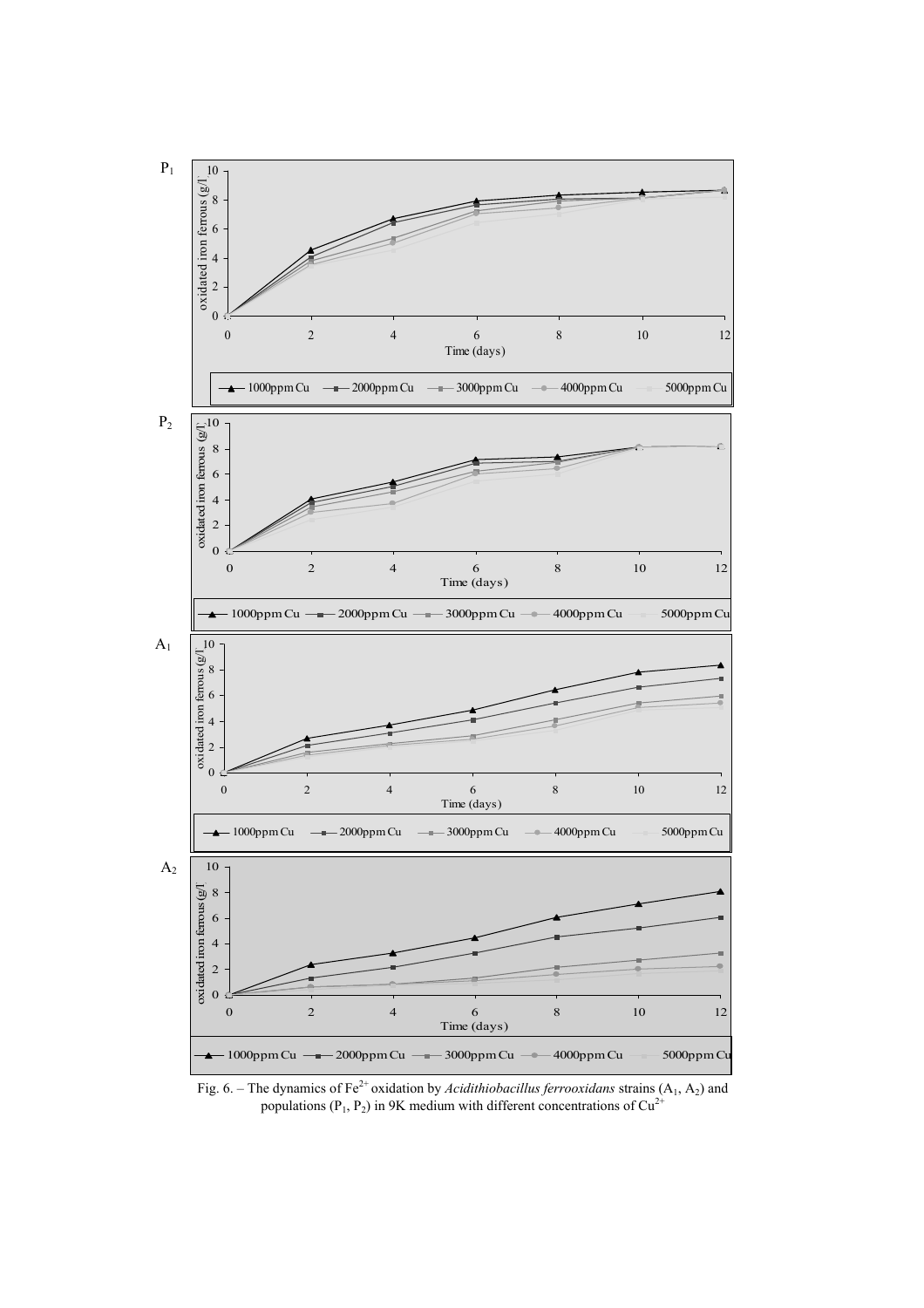Fig. 6. – The dynamics of $Fe^{2+}$ oxidation by *Acidithiobacillus ferrooxidans* strains ($A_1$, $A_2$) and populations ($P_1$, $P_2$) in 9K medium with different concentrations of $Cu^{2+}$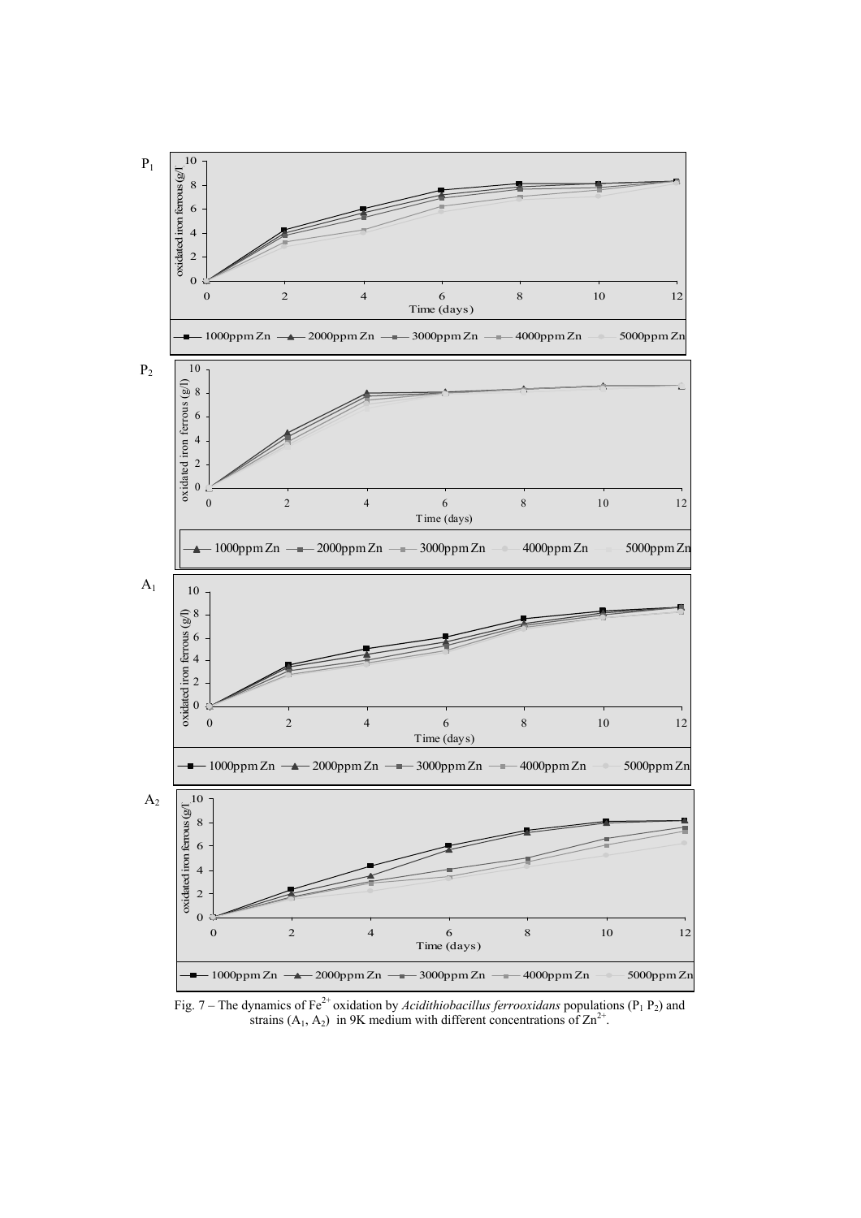Fig. 7 – The dynamics of $Fe^{2+}$ oxidation by *Acidithiobacillus ferrooxidans* populations ($P_1$ $P_2$) and strains ($A_1$, $A_2$) in 9K medium with different concentrations of $Zn^{2+}$.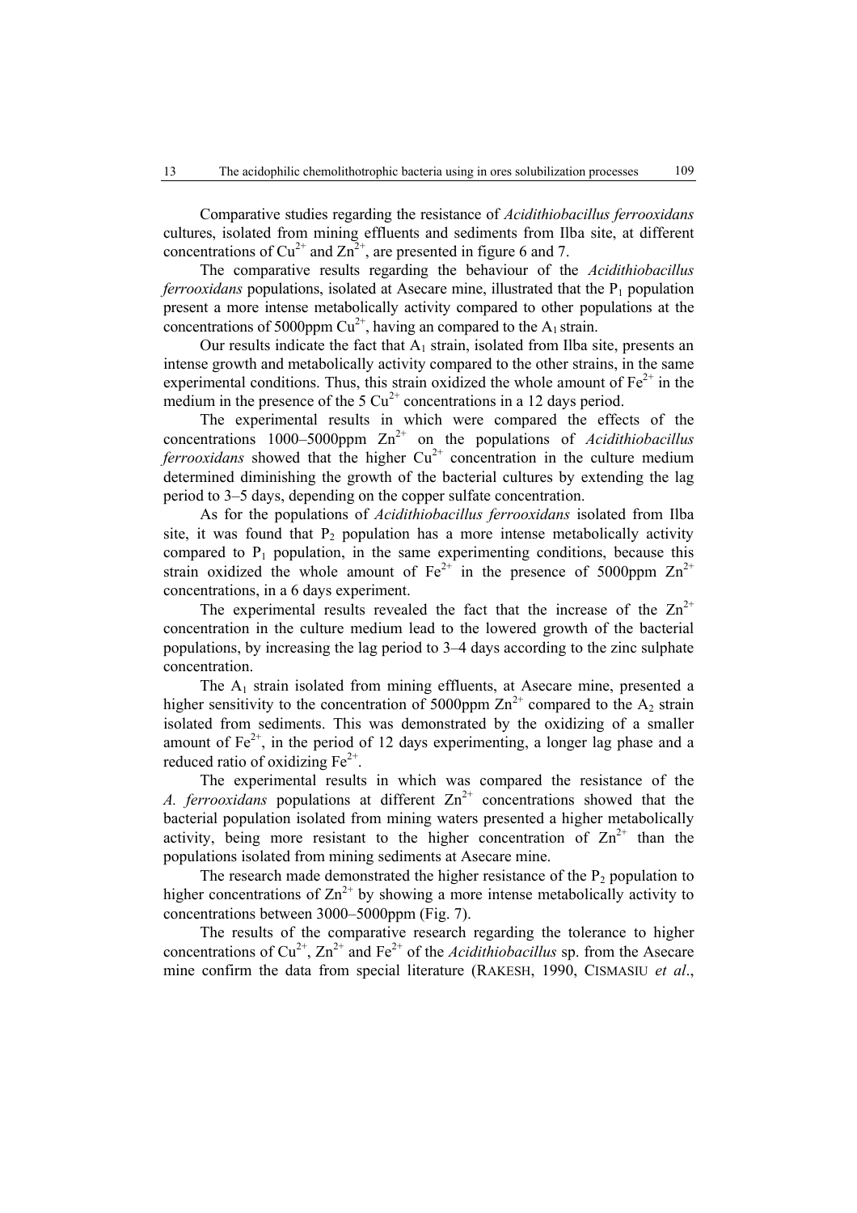Comparative studies regarding the resistance of *Acidithiobacillus ferrooxidans* cultures, isolated from mining effluents and sediments from Ilba site, at different concentrations of $Cu^{2+}$ and $Zn^{2+}$, are presented in figure 6 and 7.

The comparative results regarding the behaviour of the *Acidithiobacillus ferrooxidans* populations, isolated at Asecare mine, illustrated that the $P_1$ population present a more intense metabolically activity compared to other populations at the concentrations of 5000ppm $Cu^{2+}$, having an compared to the $A_1$ strain.

Our results indicate the fact that $A_1$ strain, isolated from Ilba site, presents an intense growth and metabolically activity compared to the other strains, in the same experimental conditions. Thus, this strain oxidized the whole amount of $Fe^{2+}$ in the medium in the presence of the 5 $Cu^{2+}$ concentrations in a 12 days period.

The experimental results in which were compared the effects of the concentrations 1000–5000ppm $Zn^{2+}$ on the populations of *Acidithiobacillus ferrooxidans* showed that the higher $Cu^{2+}$ concentration in the culture medium determined diminishing the growth of the bacterial cultures by extending the lag period to 3–5 days, depending on the copper sulfate concentration.

As for the populations of *Acidithiobacillus ferrooxidans* isolated from Ilba site, it was found that $P_2$ population has a more intense metabolically activity compared to $P_1$ population, in the same experimenting conditions, because this strain oxidized the whole amount of $Fe^{2+}$ in the presence of 5000ppm $Zn^{2+}$ concentrations, in a 6 days experiment.

The experimental results revealed the fact that the increase of the $Zn^{2+}$ concentration in the culture medium lead to the lowered growth of the bacterial populations, by increasing the lag period to 3–4 days according to the zinc sulphate concentration.

The $A_1$ strain isolated from mining effluents, at Asecare mine, presented a higher sensitivity to the concentration of 5000ppm $Zn^{2+}$ compared to the $A_2$ strain isolated from sediments. This was demonstrated by the oxidizing of a smaller amount of $Fe^{2+}$, in the period of 12 days experimenting, a longer lag phase and a reduced ratio of oxidizing $Fe^{2+}$.

The experimental results in which was compared the resistance of the *A. ferrooxidans* populations at different $Zn^{2+}$ concentrations showed that the bacterial population isolated from mining waters presented a higher metabolically activity, being more resistant to the higher concentration of $Zn^{2+}$ than the populations isolated from mining sediments at Asecare mine.

The research made demonstrated the higher resistance of the $P_2$ population to higher concentrations of $Zn^{2+}$ by showing a more intense metabolically activity to concentrations between 3000–5000ppm (Fig. 7).

The results of the comparative research regarding the tolerance to higher concentrations of $Cu^{2+}$, $Zn^{2+}$ and $Fe^{2+}$ of the *Acidithiobacillus* sp. from the Asecare mine confirm the data from special literature (RAKESH, 1990, CISMASIU *et al*.,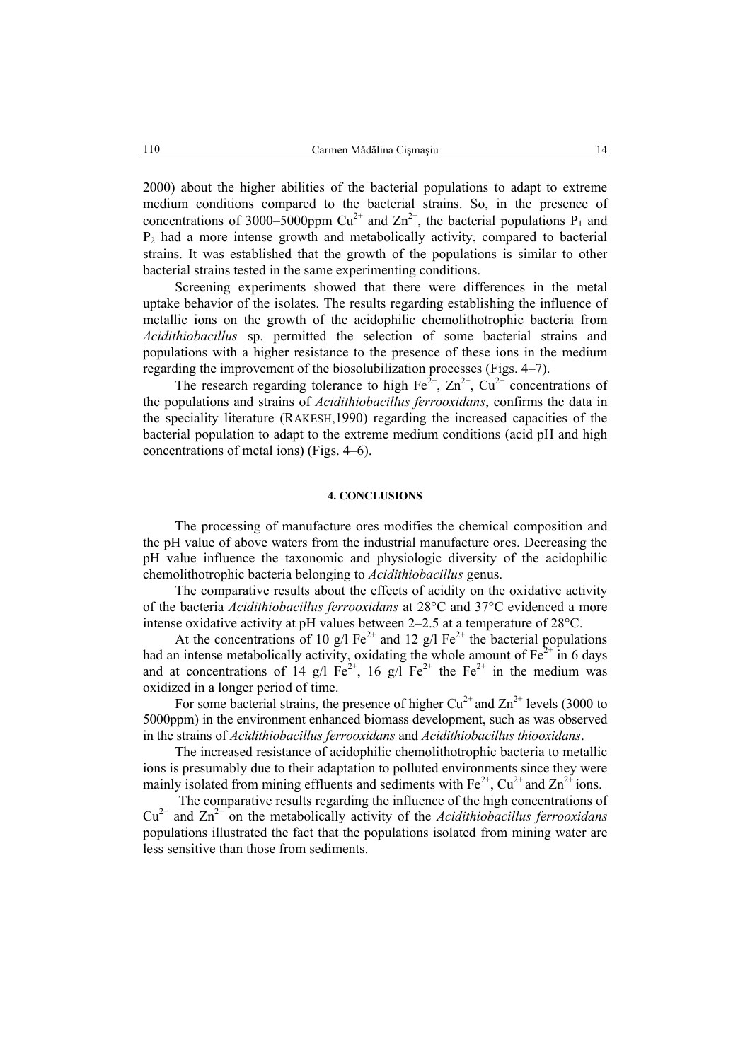2000) about the higher abilities of the bacterial populations to adapt to extreme medium conditions compared to the bacterial strains. So, in the presence of concentrations of 3000–5000ppm $Cu^{2+}$ and $Zn^{2+}$, the bacterial populations $P_1$ and $P_2$ had a more intense growth and metabolically activity, compared to bacterial strains. It was established that the growth of the populations is similar to other bacterial strains tested in the same experimenting conditions.

Screening experiments showed that there were differences in the metal uptake behavior of the isolates. The results regarding establishing the influence of metallic ions on the growth of the acidophilic chemolithotrophic bacteria from *Acidithiobacillus* sp. permitted the selection of some bacterial strains and populations with a higher resistance to the presence of these ions in the medium regarding the improvement of the biosolubilization processes (Figs. 4–7).

The research regarding tolerance to high $Fe^{2+}$, $Zn^{2+}$, $Cu^{2+}$ concentrations of the populations and strains of *Acidithiobacillus ferrooxidans*, confirms the data in the speciality literature (RAKESH,1990) regarding the increased capacities of the bacterial population to adapt to the extreme medium conditions (acid pH and high concentrations of metal ions) (Figs. 4–6).

#### 4. CONCLUSIONS

The processing of manufacture ores modifies the chemical composition and the pH value of above waters from the industrial manufacture ores. Decreasing the pH value influence the taxonomic and physiologic diversity of the acidophilic chemolithotrophic bacteria belonging to *Acidithiobacillus* genus.

The comparative results about the effects of acidity on the oxidative activity of the bacteria *Acidithiobacillus ferrooxidans* at 28°C and 37°C evidenced a more intense oxidative activity at pH values between 2–2.5 at a temperature of 28°C.

At the concentrations of 10 g/l $Fe^{2+}$ and 12 g/l $Fe^{2+}$ the bacterial populations had an intense metabolically activity, oxidating the whole amount of $Fe^{2+}$ in 6 days and at concentrations of 14 g/l $Fe^{2+}$, 16 g/l $Fe^{2+}$ the $Fe^{2+}$ in the medium was oxidized in a longer period of time.

For some bacterial strains, the presence of higher $Cu^{2+}$ and $Zn^{2+}$ levels (3000 to 5000ppm) in the environment enhanced biomass development, such as was observed in the strains of *Acidithiobacillus ferrooxidans* and *Acidithiobacillus thiooxidans*.

The increased resistance of acidophilic chemolithotrophic bacteria to metallic ions is presumably due to their adaptation to polluted environments since they were mainly isolated from mining effluents and sediments with $Fe^{2+}$, $Cu^{2+}$ and $Zn^{2+}$ ions.

The comparative results regarding the influence of the high concentrations of $Cu^{2+}$ and $Zn^{2+}$ on the metabolically activity of the *Acidithiobacillus ferrooxidans* populations illustrated the fact that the populations isolated from mining water are less sensitive than those from sediments.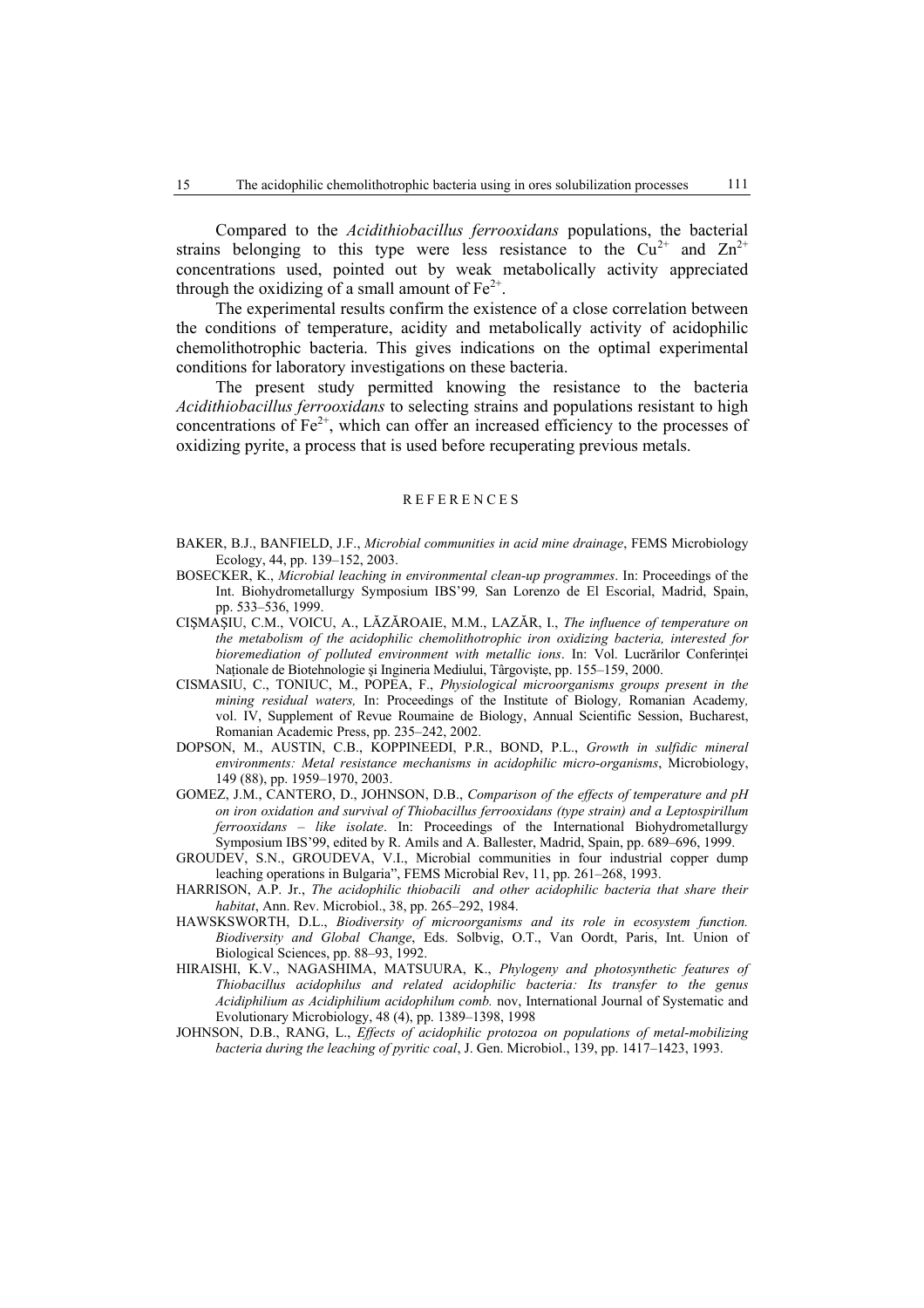Compared to the *Acidithiobacillus ferrooxidans* populations, the bacterial strains belonging to this type were less resistance to the $Cu^{2+}$ and $Zn^{2+}$ concentrations used, pointed out by weak metabolically activity appreciated through the oxidizing of a small amount of $Fe^{2+}$.

The experimental results confirm the existence of a close correlation between the conditions of temperature, acidity and metabolically activity of acidophilic chemolithotrophic bacteria. This gives indications on the optimal experimental conditions for laboratory investigations on these bacteria.

The present study permitted knowing the resistance to the bacteria *Acidithiobacillus ferrooxidans* to selecting strains and populations resistant to high concentrations of $Fe^{2+}$, which can offer an increased efficiency to the processes of oxidizing pyrite, a process that is used before recuperating previous metals.

## REFERENCES

BAKER, B.J., BANFIELD, J.F., *Microbial communities in acid mine drainage*, FEMS Microbiology Ecology, 44, pp. 139–152, 2003.

BOSECKER, K., *Microbial leaching in environmental clean-up programmes*. In: Proceedings of the Int. Biohydrometallurgy Symposium IBS'99*,* San Lorenzo de El Escorial, Madrid, Spain, pp. 533–536, 1999.

CIŞMAŞIU, C.M., VOICU, A., LĂZĂROAIE, M.M., LAZĂR, I., *The influence of temperature on the metabolism of the acidophilic chemolithotrophic iron oxidizing bacteria, interested for bioremediation of polluted environment with metallic ions*. In: Vol. Lucrărilor Conferinţei Naţionale de Biotehnologie şi Ingineria Mediului, Târgovişte, pp. 155–159, 2000.

CISMASIU, C., TONIUC, M., POPEA, F., *Physiological microorganisms groups present in the mining residual waters,* In: Proceedings of the Institute of Biology*,* Romanian Academy*,* vol. IV, Supplement of Revue Roumaine de Biology, Annual Scientific Session, Bucharest, Romanian Academic Press, pp. 235–242, 2002.

DOPSON, M., AUSTIN, C.B., KOPPINEEDI, P.R., BOND, P.L., *Growth in sulfidic mineral environments: Metal resistance mechanisms in acidophilic micro-organisms*, Microbiology, 149 (88), pp. 1959–1970, 2003.

GOMEZ, J.M., CANTERO, D., JOHNSON, D.B., *Comparison of the effects of temperature and pH on iron oxidation and survival of Thiobacillus ferrooxidans (type strain) and a Leptospirillum ferrooxidans – like isolate*. In: Proceedings of the International Biohydrometallurgy Symposium IBS'99, edited by R. Amils and A. Ballester, Madrid, Spain, pp. 689–696, 1999.

GROUDEV, S.N., GROUDEVA, V.I., Microbial communities in four industrial copper dump leaching operations in Bulgaria", FEMS Microbial Rev, 11, pp. 261–268, 1993.

HARRISON, A.P. Jr., *The acidophilic thiobacili and other acidophilic bacteria that share their habitat*, Ann. Rev. Microbiol., 38, pp. 265–292, 1984.

HAWSKSWORTH, D.L., *Biodiversity of microorganisms and its role in ecosystem function. Biodiversity and Global Change*, Eds. Solbvig, O.T., Van Oordt, Paris, Int. Union of Biological Sciences, pp. 88–93, 1992.

HIRAISHI, K.V., NAGASHIMA, MATSUURA, K., *Phylogeny and photosynthetic features of Thiobacillus acidophilus and related acidophilic bacteria: Its transfer to the genus Acidiphilium as Acidiphilium acidophilum comb.* nov, International Journal of Systematic and Evolutionary Microbiology, 48 (4), pp. 1389–1398, 1998

JOHNSON, D.B., RANG, L., *Effects of acidophilic protozoa on populations of metal-mobilizing bacteria during the leaching of pyritic coal*, J. Gen. Microbiol., 139, pp. 1417–1423, 1993.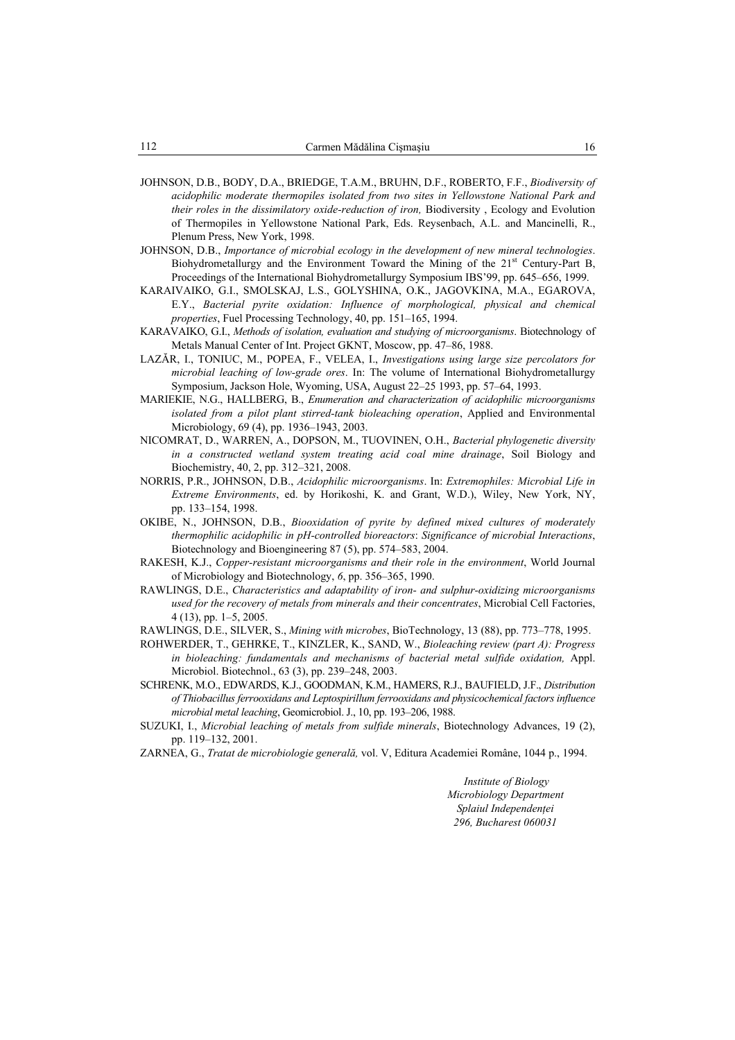JOHNSON, D.B., BODY, D.A., BRIEDGE, T.A.M., BRUHN, D.F., ROBERTO, F.F., *Biodiversity of acidophilic moderate thermopiles isolated from two sites in Yellowstone National Park and their roles in the dissimilatory oxide-reduction of iron,* Biodiversity , Ecology and Evolution of Thermopiles in Yellowstone National Park, Eds. Reysenbach, A.L. and Mancinelli, R., Plenum Press, New York, 1998.

JOHNSON, D.B., *Importance of microbial ecology in the development of new mineral technologies*. Biohydrometallurgy and the Environment Toward the Mining of the 21st Century-Part B, Proceedings of the International Biohydrometallurgy Symposium IBS'99, pp. 645–656, 1999.

KARAIVAIKO, G.I., SMOLSKAJ, L.S., GOLYSHINA, O.K., JAGOVKINA, M.A., EGAROVA, E.Y., *Bacterial pyrite oxidation: Influence of morphological, physical and chemical properties*, Fuel Processing Technology, 40, pp. 151–165, 1994.

KARAVAIKO, G.I., *Methods of isolation, evaluation and studying of microorganisms*. Biotechnology of Metals Manual Center of Int. Project GKNT, Moscow, pp. 47–86, 1988.

LAZĂR, I., TONIUC, M., POPEA, F., VELEA, I., *Investigations using large size percolators for microbial leaching of low-grade ores*. In: The volume of International Biohydrometallurgy Symposium, Jackson Hole, Wyoming, USA, August 22–25 1993, pp. 57–64, 1993.

MARIEKIE, N.G., HALLBERG, B., *Enumeration and characterization of acidophilic microorganisms isolated from a pilot plant stirred-tank bioleaching operation*, Applied and Environmental Microbiology, 69 (4), pp. 1936–1943, 2003.

NICOMRAT, D., WARREN, A., DOPSON, M., TUOVINEN, O.H., *Bacterial phylogenetic diversity in a constructed wetland system treating acid coal mine drainage*, Soil Biology and Biochemistry, 40, 2, pp. 312–321, 2008.

NORRIS, P.R., JOHNSON, D.B., *Acidophilic microorganisms*. In: *Extremophiles: Microbial Life in Extreme Environments*, ed. by Horikoshi, K. and Grant, W.D.), Wiley, New York, NY, pp. 133–154, 1998.

OKIBE, N., JOHNSON, D.B., *Biooxidation of pyrite by defined mixed cultures of moderately thermophilic acidophilic in pH-controlled bioreactors*: *Significance of microbial Interactions*, Biotechnology and Bioengineering 87 (5), pp. 574–583, 2004.

RAKESH, K.J., *Copper-resistant microorganisms and their role in the environment*, World Journal of Microbiology and Biotechnology, *6*, pp. 356–365, 1990.

RAWLINGS, D.E., *Characteristics and adaptability of iron- and sulphur-oxidizing microorganisms used for the recovery of metals from minerals and their concentrates*, Microbial Cell Factories, 4 (13), pp. 1–5, 2005.

RAWLINGS, D.E., SILVER, S., *Mining with microbes*, BioTechnology, 13 (88), pp. 773–778, 1995.

ROHWERDER, T., GEHRKE, T., KINZLER, K., SAND, W., *Bioleaching review (part A): Progress in bioleaching: fundamentals and mechanisms of bacterial metal sulfide oxidation,* Appl. Microbiol. Biotechnol., 63 (3), pp. 239–248, 2003.

SCHRENK, M.O., EDWARDS, K.J., GOODMAN, K.M., HAMERS, R.J., BAUFIELD, J.F., *Distribution of Thiobacillus ferrooxidans and Leptospirillum ferrooxidans and physicochemical factors influence microbial metal leaching*, Geomicrobiol. J., 10, pp. 193–206, 1988.

SUZUKI, I., *Microbial leaching of metals from sulfide minerals*, Biotechnology Advances, 19 (2), pp. 119–132, 2001.

ZARNEA, G., *Tratat de microbiologie generală,* vol. V, Editura Academiei Române, 1044 p., 1994.

*Institute of Biology*
*Microbiology Department*
*Splaiul Independenței*
*296, Bucharest 060031*